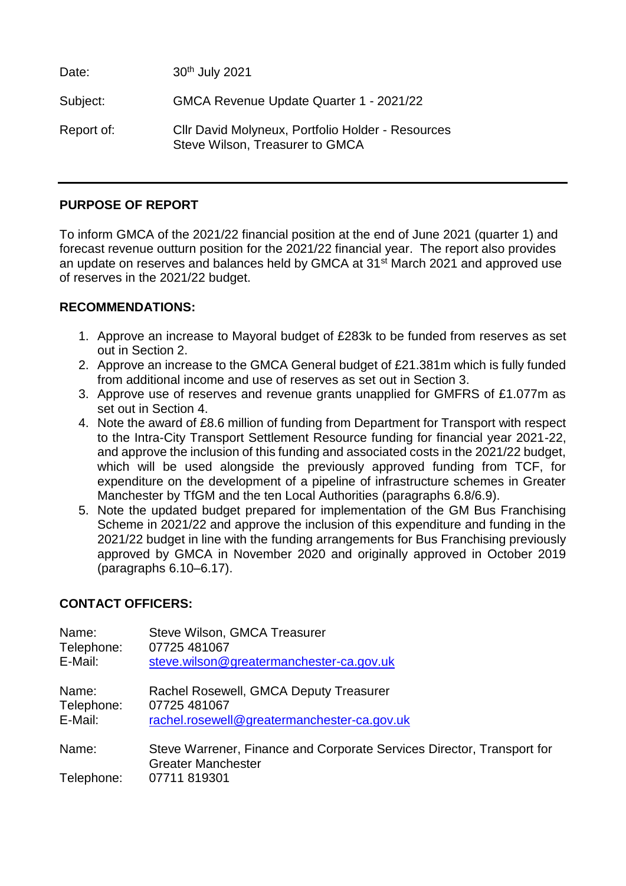| | |
|---|---|
| Date: | 30th July 2021 |
| Subject: | GMCA Revenue Update Quarter 1 - 2021/22 |
| Report of: | Cllr David Molyneux, Portfolio Holder - Resources<br>Steve Wilson, Treasurer to GMCA |

---

## PURPOSE OF REPORT

To inform GMCA of the 2021/22 financial position at the end of June 2021 (quarter 1) and forecast revenue outturn position for the 2021/22 financial year. The report also provides an update on reserves and balances held by GMCA at 31st March 2021 and approved use of reserves in the 2021/22 budget.

## RECOMMENDATIONS:

1. Approve an increase to Mayoral budget of £283k to be funded from reserves as set out in Section 2.
2. Approve an increase to the GMCA General budget of £21.381m which is fully funded from additional income and use of reserves as set out in Section 3.
3. Approve use of reserves and revenue grants unapplied for GMFRS of £1.077m as set out in Section 4.
4. Note the award of £8.6 million of funding from Department for Transport with respect to the Intra-City Transport Settlement Resource funding for financial year 2021-22, and approve the inclusion of this funding and associated costs in the 2021/22 budget, which will be used alongside the previously approved funding from TCF, for expenditure on the development of a pipeline of infrastructure schemes in Greater Manchester by TfGM and the ten Local Authorities (paragraphs 6.8/6.9).
5. Note the updated budget prepared for implementation of the GM Bus Franchising Scheme in 2021/22 and approve the inclusion of this expenditure and funding in the 2021/22 budget in line with the funding arrangements for Bus Franchising previously approved by GMCA in November 2020 and originally approved in October 2019 (paragraphs 6.10–6.17).

## CONTACT OFFICERS:

| | |
|---|---|
| Name: | Steve Wilson, GMCA Treasurer |
| Telephone: | 07725 481067 |
| E-Mail: | steve.wilson@greatermanchester-ca.gov.uk |
| | |
| Name: | Rachel Rosewell, GMCA Deputy Treasurer |
| Telephone: | 07725 481067 |
| E-Mail: | rachel.rosewell@greatermanchester-ca.gov.uk |
| | |
| Name: | Steve Warrener, Finance and Corporate Services Director, Transport for Greater Manchester |
| Telephone: | 07711 819301 |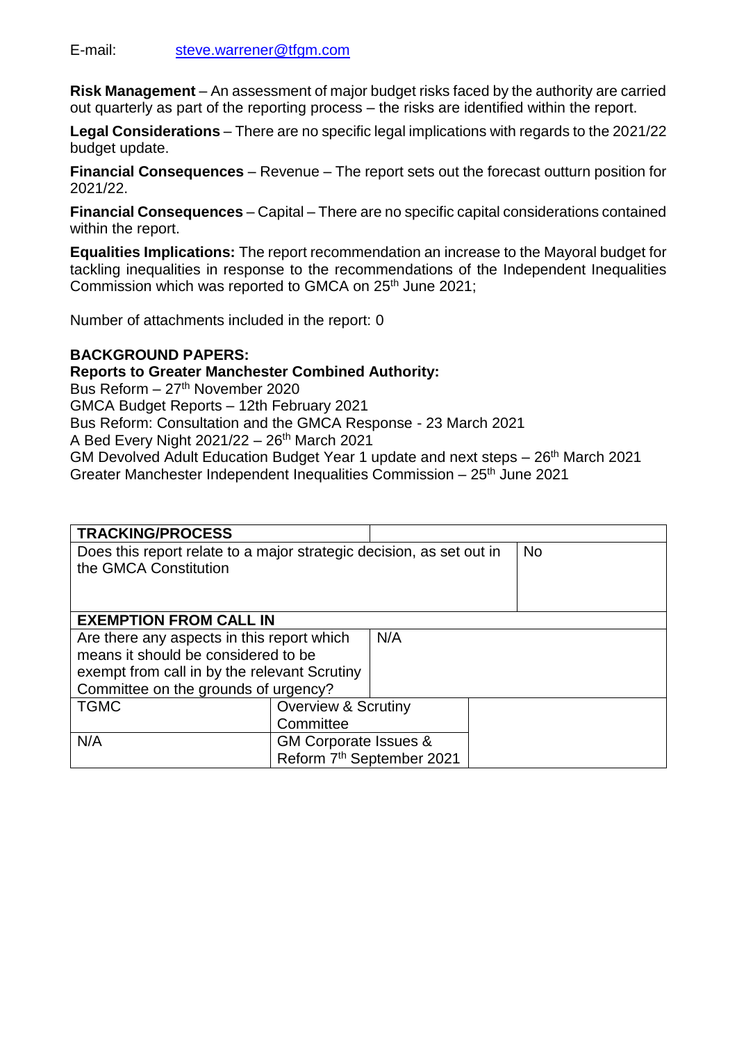E-mail: steve.warrener@tfgm.com

**Risk Management** – An assessment of major budget risks faced by the authority are carried out quarterly as part of the reporting process – the risks are identified within the report.

**Legal Considerations** – There are no specific legal implications with regards to the 2021/22 budget update.

**Financial Consequences** – Revenue – The report sets out the forecast outturn position for 2021/22.

**Financial Consequences** – Capital – There are no specific capital considerations contained within the report.

**Equalities Implications:** The report recommendation an increase to the Mayoral budget for tackling inequalities in response to the recommendations of the Independent Inequalities Commission which was reported to GMCA on 25th June 2021;

Number of attachments included in the report: 0

**BACKGROUND PAPERS:**

**Reports to Greater Manchester Combined Authority:**

Bus Reform – 27th November 2020
GMCA Budget Reports – 12th February 2021
Bus Reform: Consultation and the GMCA Response - 23 March 2021
A Bed Every Night 2021/22 – 26th March 2021
GM Devolved Adult Education Budget Year 1 update and next steps – 26th March 2021
Greater Manchester Independent Inequalities Commission – 25th June 2021

| **TRACKING/PROCESS** | | |
|---|---|---|
| Does this report relate to a major strategic decision, as set out in the GMCA Constitution | | No |
| **EXEMPTION FROM CALL IN** | | |
| Are there any aspects in this report which means it should be considered to be exempt from call in by the relevant Scrutiny Committee on the grounds of urgency? | N/A | |
| TGMC | Overview & Scrutiny Committee | |
| N/A | GM Corporate Issues & Reform 7th September 2021 | |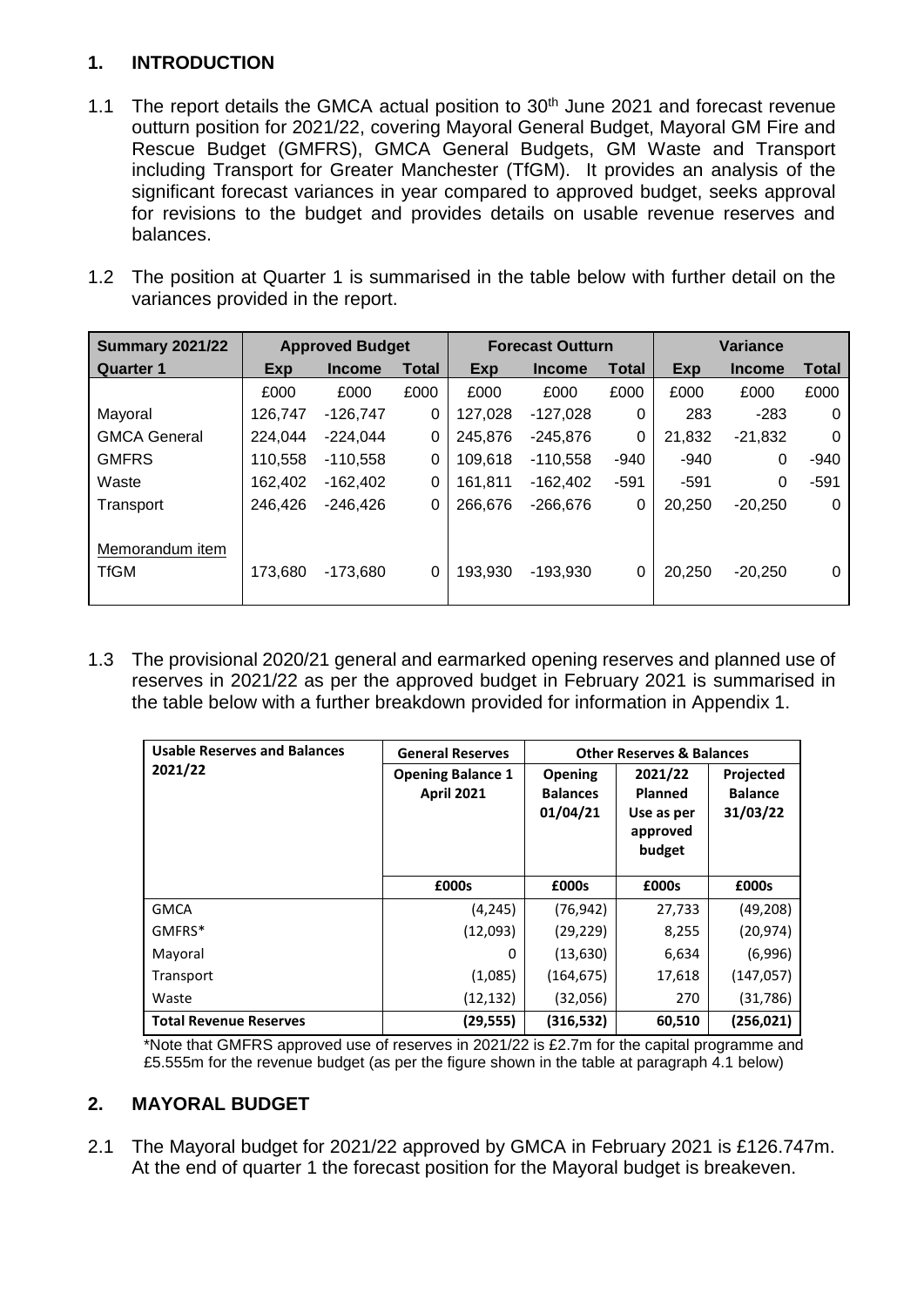## 1. INTRODUCTION

1.1 The report details the GMCA actual position to 30th June 2021 and forecast revenue outturn position for 2021/22, covering Mayoral General Budget, Mayoral GM Fire and Rescue Budget (GMFRS), GMCA General Budgets, GM Waste and Transport including Transport for Greater Manchester (TfGM). It provides an analysis of the significant forecast variances in year compared to approved budget, seeks approval for revisions to the budget and provides details on usable revenue reserves and balances.

1.2 The position at Quarter 1 is summarised in the table below with further detail on the variances provided in the report.

| Summary 2021/22 | Approved Budget | | | Forecast Outturn | | | Variance | | |
|---|---|---|---|---|---|---|---|---|---|
| Quarter 1 | Exp | Income | Total | Exp | Income | Total | Exp | Income | Total |
| | £000 | £000 | £000 | £000 | £000 | £000 | £000 | £000 | £000 |
| Mayoral | 126,747 | -126,747 | 0 | 127,028 | -127,028 | 0 | 283 | -283 | 0 |
| GMCA General | 224,044 | -224,044 | 0 | 245,876 | -245,876 | 0 | 21,832 | -21,832 | 0 |
| GMFRS | 110,558 | -110,558 | 0 | 109,618 | -110,558 | -940 | -940 | 0 | -940 |
| Waste | 162,402 | -162,402 | 0 | 161,811 | -162,402 | -591 | -591 | 0 | -591 |
| Transport | 246,426 | -246,426 | 0 | 266,676 | -266,676 | 0 | 20,250 | -20,250 | 0 |
| Memorandum item | | | | | | | | | |
| TfGM | 173,680 | -173,680 | 0 | 193,930 | -193,930 | 0 | 20,250 | -20,250 | 0 |

1.3 The provisional 2020/21 general and earmarked opening reserves and planned use of reserves in 2021/22 as per the approved budget in February 2021 is summarised in the table below with a further breakdown provided for information in Appendix 1.

| Usable Reserves and Balances 2021/22 | General Reserves | Other Reserves & Balances | | |
|---|---|---|---|---|
| | Opening Balance 1 April 2021 | Opening Balances 01/04/21 | 2021/22 Planned Use as per approved budget | Projected Balance 31/03/22 |
| | £000s | £000s | £000s | £000s |
| GMCA | (4,245) | (76,942) | 27,733 | (49,208) |
| GMFRS* | (12,093) | (29,229) | 8,255 | (20,974) |
| Mayoral | 0 | (13,630) | 6,634 | (6,996) |
| Transport | (1,085) | (164,675) | 17,618 | (147,057) |
| Waste | (12,132) | (32,056) | 270 | (31,786) |
| **Total Revenue Reserves** | **(29,555)** | **(316,532)** | **60,510** | **(256,021)** |

*Note that GMFRS approved use of reserves in 2021/22 is £2.7m for the capital programme and £5.555m for the revenue budget (as per the figure shown in the table at paragraph 4.1 below)

## 2. MAYORAL BUDGET

2.1 The Mayoral budget for 2021/22 approved by GMCA in February 2021 is £126.747m. At the end of quarter 1 the forecast position for the Mayoral budget is breakeven.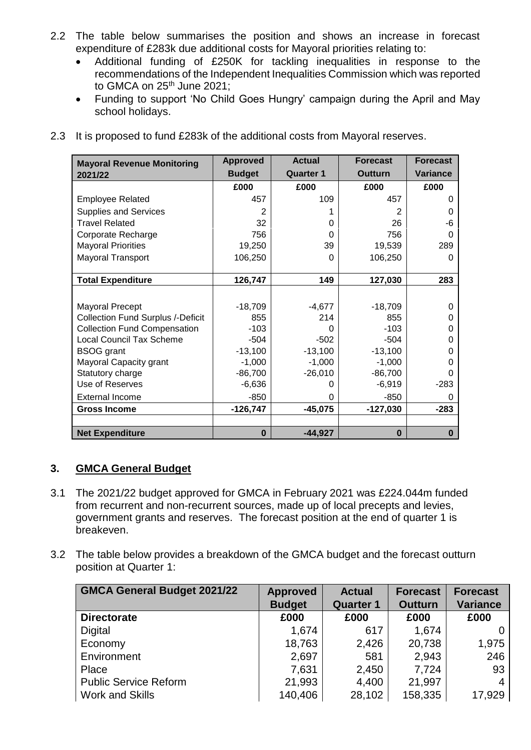2.2 The table below summarises the position and shows an increase in forecast expenditure of £283k due additional costs for Mayoral priorities relating to:

- Additional funding of £250K for tackling inequalities in response to the recommendations of the Independent Inequalities Commission which was reported to GMCA on 25th June 2021;
- Funding to support 'No Child Goes Hungry' campaign during the April and May school holidays.

2.3 It is proposed to fund £283k of the additional costs from Mayoral reserves.

| Mayoral Revenue Monitoring 2021/22 | Approved Budget | Actual Quarter 1 | Forecast Outturn | Forecast Variance |
|---|---|---|---|---|
| | £000 | £000 | £000 | £000 |
| Employee Related | 457 | 109 | 457 | 0 |
| Supplies and Services | 2 | 1 | 2 | 0 |
| Travel Related | 32 | 0 | 26 | -6 |
| Corporate Recharge | 756 | 0 | 756 | 0 |
| Mayoral Priorities | 19,250 | 39 | 19,539 | 289 |
| Mayoral Transport | 106,250 | 0 | 106,250 | 0 |
| **Total Expenditure** | **126,747** | **149** | **127,030** | **283** |
| Mayoral Precept | -18,709 | -4,677 | -18,709 | 0 |
| Collection Fund Surplus /-Deficit | 855 | 214 | 855 | 0 |
| Collection Fund Compensation | -103 | 0 | -103 | 0 |
| Local Council Tax Scheme | -504 | -502 | -504 | 0 |
| BSOG grant | -13,100 | -13,100 | -13,100 | 0 |
| Mayoral Capacity grant | -1,000 | -1,000 | -1,000 | 0 |
| Statutory charge | -86,700 | -26,010 | -86,700 | 0 |
| Use of Reserves | -6,636 | 0 | -6,919 | -283 |
| External Income | -850 | 0 | -850 | 0 |
| **Gross Income** | **-126,747** | **-45,075** | **-127,030** | **-283** |
| **Net Expenditure** | **0** | **-44,927** | **0** | **0** |

## 3. GMCA General Budget

3.1 The 2021/22 budget approved for GMCA in February 2021 was £224.044m funded from recurrent and non-recurrent sources, made up of local precepts and levies, government grants and reserves. The forecast position at the end of quarter 1 is breakeven.

3.2 The table below provides a breakdown of the GMCA budget and the forecast outturn position at Quarter 1:

| GMCA General Budget 2021/22 | Approved Budget | Actual Quarter 1 | Forecast Outturn | Forecast Variance |
|---|---|---|---|---|
| **Directorate** | **£000** | **£000** | **£000** | **£000** |
| Digital | 1,674 | 617 | 1,674 | 0 |
| Economy | 18,763 | 2,426 | 20,738 | 1,975 |
| Environment | 2,697 | 581 | 2,943 | 246 |
| Place | 7,631 | 2,450 | 7,724 | 93 |
| Public Service Reform | 21,993 | 4,400 | 21,997 | 4 |
| Work and Skills | 140,406 | 28,102 | 158,335 | 17,929 |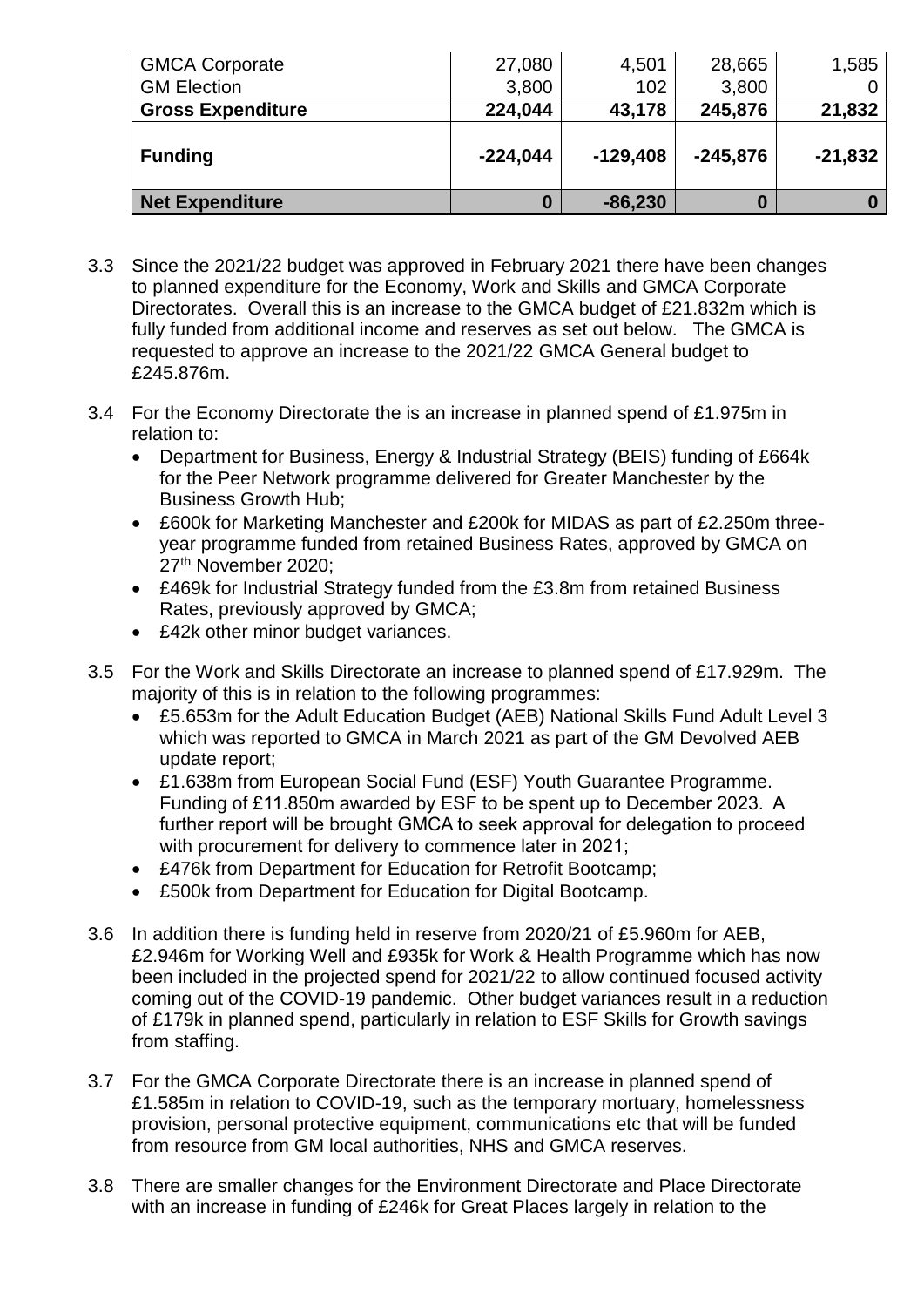| GMCA Corporate | 27,080 | 4,501 | 28,665 | 1,585 |
|---|---|---|---|---|
| GM Election | 3,800 | 102 | 3,800 | 0 |
| **Gross Expenditure** | **224,044** | **43,178** | **245,876** | **21,832** |
| **Funding** | **-224,044** | **-129,408** | **-245,876** | **-21,832** |
| **Net Expenditure** | **0** | **-86,230** | **0** | **0** |

3.3 Since the 2021/22 budget was approved in February 2021 there have been changes to planned expenditure for the Economy, Work and Skills and GMCA Corporate Directorates. Overall this is an increase to the GMCA budget of £21.832m which is fully funded from additional income and reserves as set out below. The GMCA is requested to approve an increase to the 2021/22 GMCA General budget to £245.876m.

3.4 For the Economy Directorate the is an increase in planned spend of £1.975m in relation to:

- Department for Business, Energy & Industrial Strategy (BEIS) funding of £664k for the Peer Network programme delivered for Greater Manchester by the Business Growth Hub;
- £600k for Marketing Manchester and £200k for MIDAS as part of £2.250m three-year programme funded from retained Business Rates, approved by GMCA on 27th November 2020;
- £469k for Industrial Strategy funded from the £3.8m from retained Business Rates, previously approved by GMCA;
- £42k other minor budget variances.

3.5 For the Work and Skills Directorate an increase to planned spend of £17.929m. The majority of this is in relation to the following programmes:

- £5.653m for the Adult Education Budget (AEB) National Skills Fund Adult Level 3 which was reported to GMCA in March 2021 as part of the GM Devolved AEB update report;
- £1.638m from European Social Fund (ESF) Youth Guarantee Programme. Funding of £11.850m awarded by ESF to be spent up to December 2023. A further report will be brought GMCA to seek approval for delegation to proceed with procurement for delivery to commence later in 2021;
- £476k from Department for Education for Retrofit Bootcamp;
- £500k from Department for Education for Digital Bootcamp.

3.6 In addition there is funding held in reserve from 2020/21 of £5.960m for AEB, £2.946m for Working Well and £935k for Work & Health Programme which has now been included in the projected spend for 2021/22 to allow continued focused activity coming out of the COVID-19 pandemic. Other budget variances result in a reduction of £179k in planned spend, particularly in relation to ESF Skills for Growth savings from staffing.

3.7 For the GMCA Corporate Directorate there is an increase in planned spend of £1.585m in relation to COVID-19, such as the temporary mortuary, homelessness provision, personal protective equipment, communications etc that will be funded from resource from GM local authorities, NHS and GMCA reserves.

3.8 There are smaller changes for the Environment Directorate and Place Directorate with an increase in funding of £246k for Great Places largely in relation to the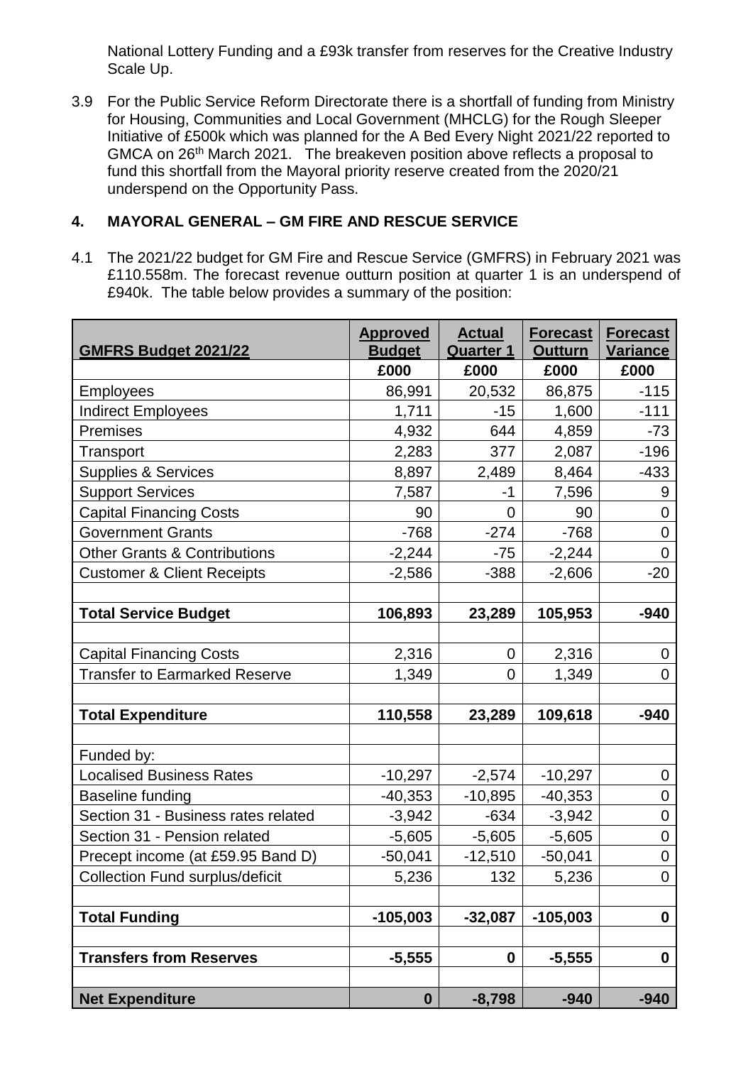National Lottery Funding and a £93k transfer from reserves for the Creative Industry Scale Up.

3.9 For the Public Service Reform Directorate there is a shortfall of funding from Ministry for Housing, Communities and Local Government (MHCLG) for the Rough Sleeper Initiative of £500k which was planned for the A Bed Every Night 2021/22 reported to GMCA on 26th March 2021. The breakeven position above reflects a proposal to fund this shortfall from the Mayoral priority reserve created from the 2020/21 underspend on the Opportunity Pass.

## 4. MAYORAL GENERAL – GM FIRE AND RESCUE SERVICE

4.1 The 2021/22 budget for GM Fire and Rescue Service (GMFRS) in February 2021 was £110.558m. The forecast revenue outturn position at quarter 1 is an underspend of £940k. The table below provides a summary of the position:

| GMFRS Budget 2021/22 | Approved Budget | Actual Quarter 1 | Forecast Outturn | Forecast Variance |
|---|---|---|---|---|
| | £000 | £000 | £000 | £000 |
| Employees | 86,991 | 20,532 | 86,875 | -115 |
| Indirect Employees | 1,711 | -15 | 1,600 | -111 |
| Premises | 4,932 | 644 | 4,859 | -73 |
| Transport | 2,283 | 377 | 2,087 | -196 |
| Supplies & Services | 8,897 | 2,489 | 8,464 | -433 |
| Support Services | 7,587 | -1 | 7,596 | 9 |
| Capital Financing Costs | 90 | 0 | 90 | 0 |
| Government Grants | -768 | -274 | -768 | 0 |
| Other Grants & Contributions | -2,244 | -75 | -2,244 | 0 |
| Customer & Client Receipts | -2,586 | -388 | -2,606 | -20 |
| | | | | |
| **Total Service Budget** | **106,893** | **23,289** | **105,953** | **-940** |
| | | | | |
| Capital Financing Costs | 2,316 | 0 | 2,316 | 0 |
| Transfer to Earmarked Reserve | 1,349 | 0 | 1,349 | 0 |
| | | | | |
| **Total Expenditure** | **110,558** | **23,289** | **109,618** | **-940** |
| | | | | |
| Funded by: | | | | |
| Localised Business Rates | -10,297 | -2,574 | -10,297 | 0 |
| Baseline funding | -40,353 | -10,895 | -40,353 | 0 |
| Section 31 - Business rates related | -3,942 | -634 | -3,942 | 0 |
| Section 31 - Pension related | -5,605 | -5,605 | -5,605 | 0 |
| Precept income (at £59.95 Band D) | -50,041 | -12,510 | -50,041 | 0 |
| Collection Fund surplus/deficit | 5,236 | 132 | 5,236 | 0 |
| | | | | |
| **Total Funding** | **-105,003** | **-32,087** | **-105,003** | **0** |
| | | | | |
| **Transfers from Reserves** | **-5,555** | **0** | **-5,555** | **0** |
| | | | | |
| **Net Expenditure** | **0** | **-8,798** | **-940** | **-940** |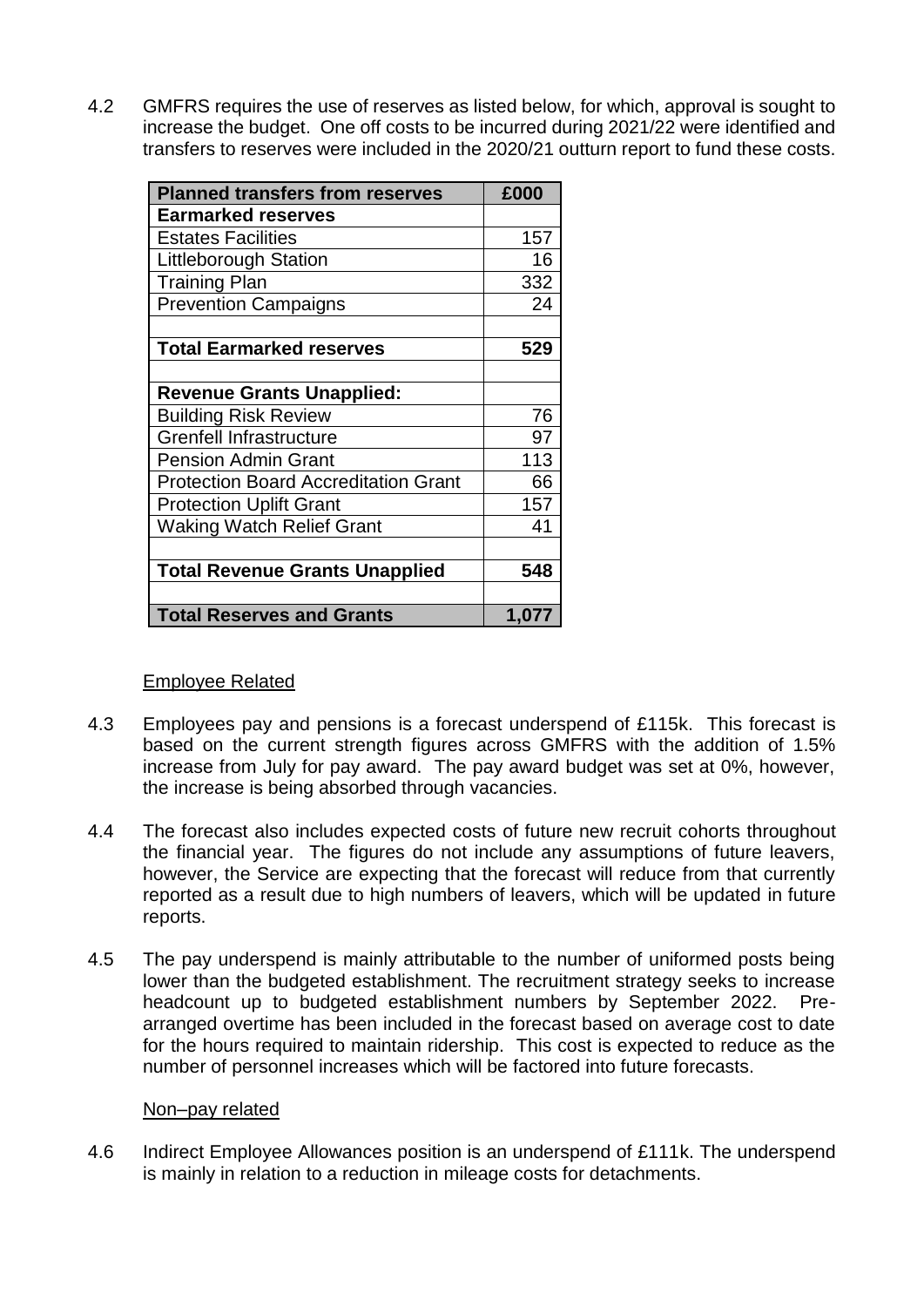4.2 GMFRS requires the use of reserves as listed below, for which, approval is sought to increase the budget. One off costs to be incurred during 2021/22 were identified and transfers to reserves were included in the 2020/21 outturn report to fund these costs.

| Planned transfers from reserves | £000 |
|---|---|
| **Earmarked reserves** | |
| Estates Facilities | 157 |
| Littleborough Station | 16 |
| Training Plan | 332 |
| Prevention Campaigns | 24 |
| | |
| **Total Earmarked reserves** | **529** |
| | |
| **Revenue Grants Unapplied:** | |
| Building Risk Review | 76 |
| Grenfell Infrastructure | 97 |
| Pension Admin Grant | 113 |
| Protection Board Accreditation Grant | 66 |
| Protection Uplift Grant | 157 |
| Waking Watch Relief Grant | 41 |
| | |
| **Total Revenue Grants Unapplied** | **548** |
| | |
| **Total Reserves and Grants** | **1,077** |

Employee Related

4.3 Employees pay and pensions is a forecast underspend of £115k. This forecast is based on the current strength figures across GMFRS with the addition of 1.5% increase from July for pay award. The pay award budget was set at 0%, however, the increase is being absorbed through vacancies.

4.4 The forecast also includes expected costs of future new recruit cohorts throughout the financial year. The figures do not include any assumptions of future leavers, however, the Service are expecting that the forecast will reduce from that currently reported as a result due to high numbers of leavers, which will be updated in future reports.

4.5 The pay underspend is mainly attributable to the number of uniformed posts being lower than the budgeted establishment. The recruitment strategy seeks to increase headcount up to budgeted establishment numbers by September 2022. Pre-arranged overtime has been included in the forecast based on average cost to date for the hours required to maintain ridership. This cost is expected to reduce as the number of personnel increases which will be factored into future forecasts.

Non–pay related

4.6 Indirect Employee Allowances position is an underspend of £111k. The underspend is mainly in relation to a reduction in mileage costs for detachments.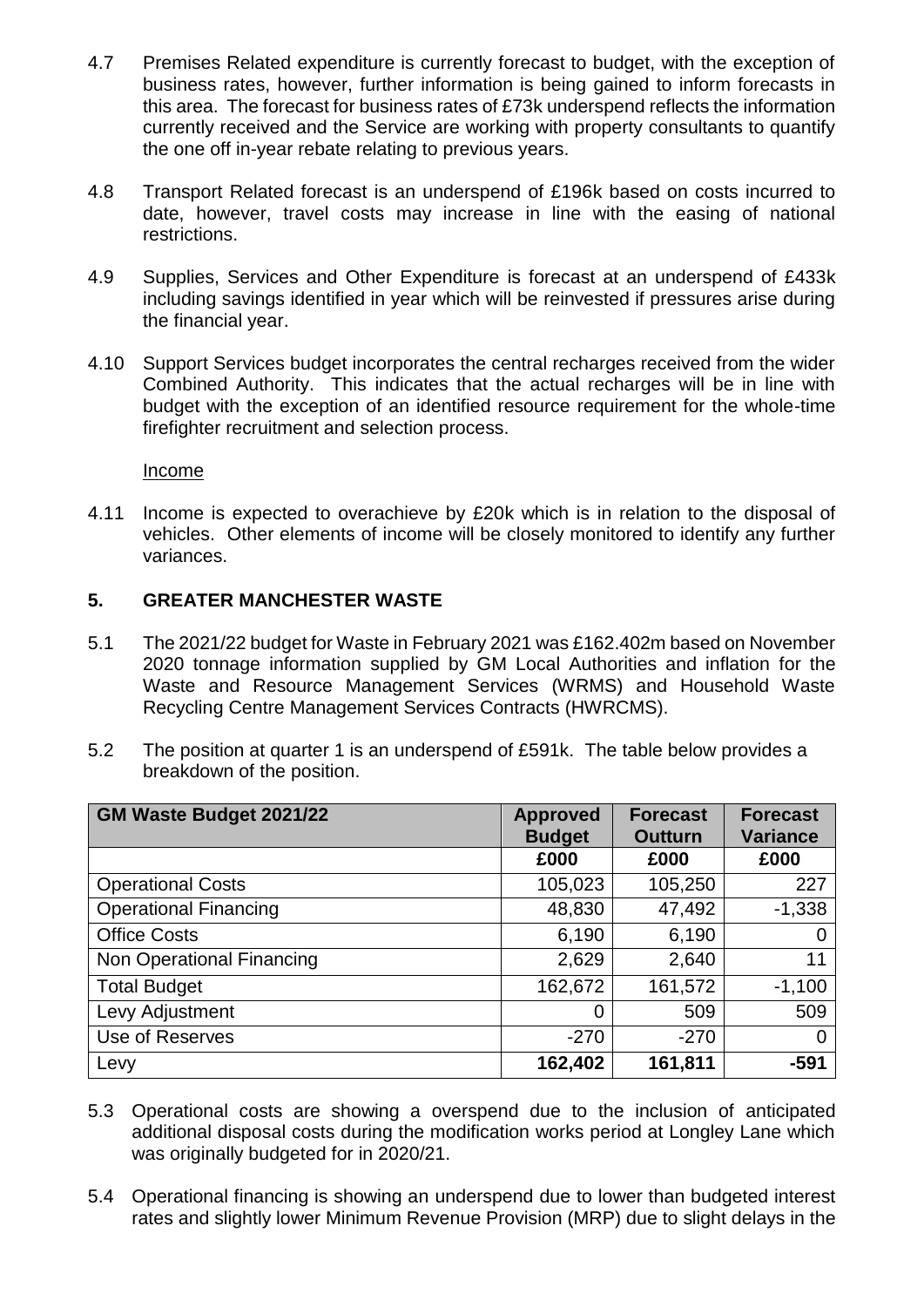4.7 Premises Related expenditure is currently forecast to budget, with the exception of business rates, however, further information is being gained to inform forecasts in this area. The forecast for business rates of £73k underspend reflects the information currently received and the Service are working with property consultants to quantify the one off in-year rebate relating to previous years.

4.8 Transport Related forecast is an underspend of £196k based on costs incurred to date, however, travel costs may increase in line with the easing of national restrictions.

4.9 Supplies, Services and Other Expenditure is forecast at an underspend of £433k including savings identified in year which will be reinvested if pressures arise during the financial year.

4.10 Support Services budget incorporates the central recharges received from the wider Combined Authority. This indicates that the actual recharges will be in line with budget with the exception of an identified resource requirement for the whole-time firefighter recruitment and selection process.

Income

4.11 Income is expected to overachieve by £20k which is in relation to the disposal of vehicles. Other elements of income will be closely monitored to identify any further variances.

## 5. GREATER MANCHESTER WASTE

5.1 The 2021/22 budget for Waste in February 2021 was £162.402m based on November 2020 tonnage information supplied by GM Local Authorities and inflation for the Waste and Resource Management Services (WRMS) and Household Waste Recycling Centre Management Services Contracts (HWRCMS).

5.2 The position at quarter 1 is an underspend of £591k. The table below provides a breakdown of the position.

| GM Waste Budget 2021/22 | Approved Budget | Forecast Outturn | Forecast Variance |
|---|---|---|---|
| | £000 | £000 | £000 |
| Operational Costs | 105,023 | 105,250 | 227 |
| Operational Financing | 48,830 | 47,492 | -1,338 |
| Office Costs | 6,190 | 6,190 | 0 |
| Non Operational Financing | 2,629 | 2,640 | 11 |
| Total Budget | 162,672 | 161,572 | -1,100 |
| Levy Adjustment | 0 | 509 | 509 |
| Use of Reserves | -270 | -270 | 0 |
| Levy | **162,402** | **161,811** | **-591** |

5.3 Operational costs are showing a overspend due to the inclusion of anticipated additional disposal costs during the modification works period at Longley Lane which was originally budgeted for in 2020/21.

5.4 Operational financing is showing an underspend due to lower than budgeted interest rates and slightly lower Minimum Revenue Provision (MRP) due to slight delays in the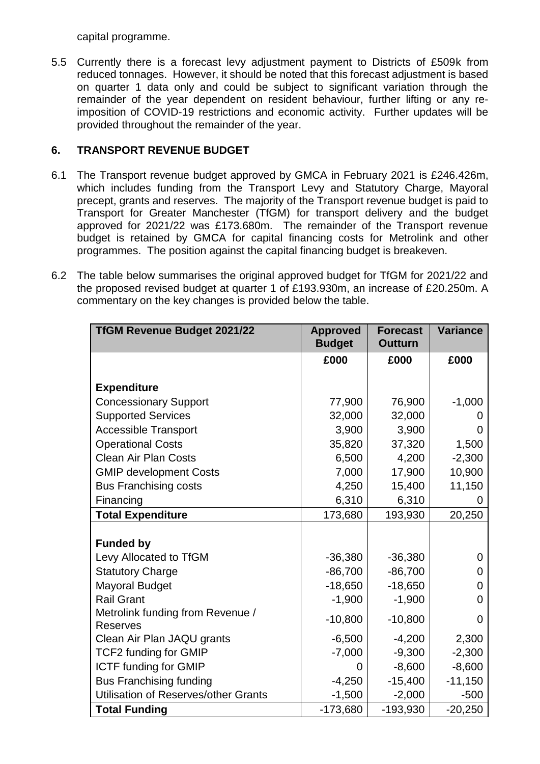capital programme.

5.5 Currently there is a forecast levy adjustment payment to Districts of £509k from reduced tonnages. However, it should be noted that this forecast adjustment is based on quarter 1 data only and could be subject to significant variation through the remainder of the year dependent on resident behaviour, further lifting or any re-imposition of COVID-19 restrictions and economic activity. Further updates will be provided throughout the remainder of the year.

## 6. TRANSPORT REVENUE BUDGET

6.1 The Transport revenue budget approved by GMCA in February 2021 is £246.426m, which includes funding from the Transport Levy and Statutory Charge, Mayoral precept, grants and reserves. The majority of the Transport revenue budget is paid to Transport for Greater Manchester (TfGM) for transport delivery and the budget approved for 2021/22 was £173.680m. The remainder of the Transport revenue budget is retained by GMCA for capital financing costs for Metrolink and other programmes. The position against the capital financing budget is breakeven.

6.2 The table below summarises the original approved budget for TfGM for 2021/22 and the proposed revised budget at quarter 1 of £193.930m, an increase of £20.250m. A commentary on the key changes is provided below the table.

| TfGM Revenue Budget 2021/22 | Approved Budget | Forecast Outturn | Variance |
|---|---|---|---|
| | £000 | £000 | £000 |
| **Expenditure** | | | |
| Concessionary Support | 77,900 | 76,900 | -1,000 |
| Supported Services | 32,000 | 32,000 | 0 |
| Accessible Transport | 3,900 | 3,900 | 0 |
| Operational Costs | 35,820 | 37,320 | 1,500 |
| Clean Air Plan Costs | 6,500 | 4,200 | -2,300 |
| GMIP development Costs | 7,000 | 17,900 | 10,900 |
| Bus Franchising costs | 4,250 | 15,400 | 11,150 |
| Financing | 6,310 | 6,310 | 0 |
| **Total Expenditure** | 173,680 | 193,930 | 20,250 |
| **Funded by** | | | |
| Levy Allocated to TfGM | -36,380 | -36,380 | 0 |
| Statutory Charge | -86,700 | -86,700 | 0 |
| Mayoral Budget | -18,650 | -18,650 | 0 |
| Rail Grant | -1,900 | -1,900 | 0 |
| Metrolink funding from Revenue / Reserves | -10,800 | -10,800 | 0 |
| Clean Air Plan JAQU grants | -6,500 | -4,200 | 2,300 |
| TCF2 funding for GMIP | -7,000 | -9,300 | -2,300 |
| ICTF funding for GMIP | 0 | -8,600 | -8,600 |
| Bus Franchising funding | -4,250 | -15,400 | -11,150 |
| Utilisation of Reserves/other Grants | -1,500 | -2,000 | -500 |
| **Total Funding** | -173,680 | -193,930 | -20,250 |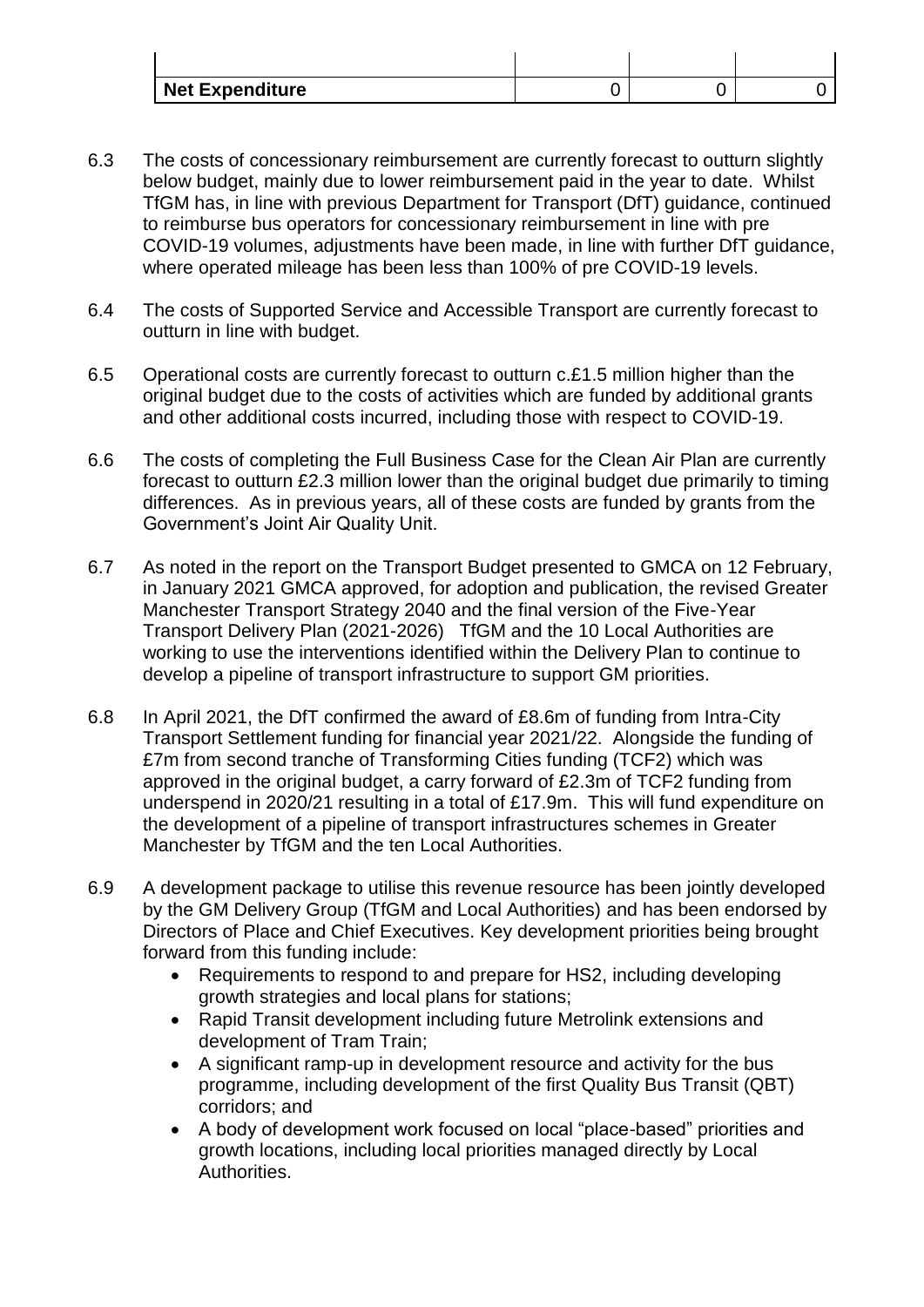| | | | |
|---|---|---|---|
| **Net Expenditure** | 0 | 0 | 0 |

6.3 The costs of concessionary reimbursement are currently forecast to outturn slightly below budget, mainly due to lower reimbursement paid in the year to date. Whilst TfGM has, in line with previous Department for Transport (DfT) guidance, continued to reimburse bus operators for concessionary reimbursement in line with pre COVID-19 volumes, adjustments have been made, in line with further DfT guidance, where operated mileage has been less than 100% of pre COVID-19 levels.

6.4 The costs of Supported Service and Accessible Transport are currently forecast to outturn in line with budget.

6.5 Operational costs are currently forecast to outturn c.£1.5 million higher than the original budget due to the costs of activities which are funded by additional grants and other additional costs incurred, including those with respect to COVID-19.

6.6 The costs of completing the Full Business Case for the Clean Air Plan are currently forecast to outturn £2.3 million lower than the original budget due primarily to timing differences. As in previous years, all of these costs are funded by grants from the Government's Joint Air Quality Unit.

6.7 As noted in the report on the Transport Budget presented to GMCA on 12 February, in January 2021 GMCA approved, for adoption and publication, the revised Greater Manchester Transport Strategy 2040 and the final version of the Five-Year Transport Delivery Plan (2021-2026) TfGM and the 10 Local Authorities are working to use the interventions identified within the Delivery Plan to continue to develop a pipeline of transport infrastructure to support GM priorities.

6.8 In April 2021, the DfT confirmed the award of £8.6m of funding from Intra-City Transport Settlement funding for financial year 2021/22. Alongside the funding of £7m from second tranche of Transforming Cities funding (TCF2) which was approved in the original budget, a carry forward of £2.3m of TCF2 funding from underspend in 2020/21 resulting in a total of £17.9m. This will fund expenditure on the development of a pipeline of transport infrastructures schemes in Greater Manchester by TfGM and the ten Local Authorities.

6.9 A development package to utilise this revenue resource has been jointly developed by the GM Delivery Group (TfGM and Local Authorities) and has been endorsed by Directors of Place and Chief Executives. Key development priorities being brought forward from this funding include:

- Requirements to respond to and prepare for HS2, including developing growth strategies and local plans for stations;
- Rapid Transit development including future Metrolink extensions and development of Tram Train;
- A significant ramp-up in development resource and activity for the bus programme, including development of the first Quality Bus Transit (QBT) corridors; and
- A body of development work focused on local "place-based" priorities and growth locations, including local priorities managed directly by Local Authorities.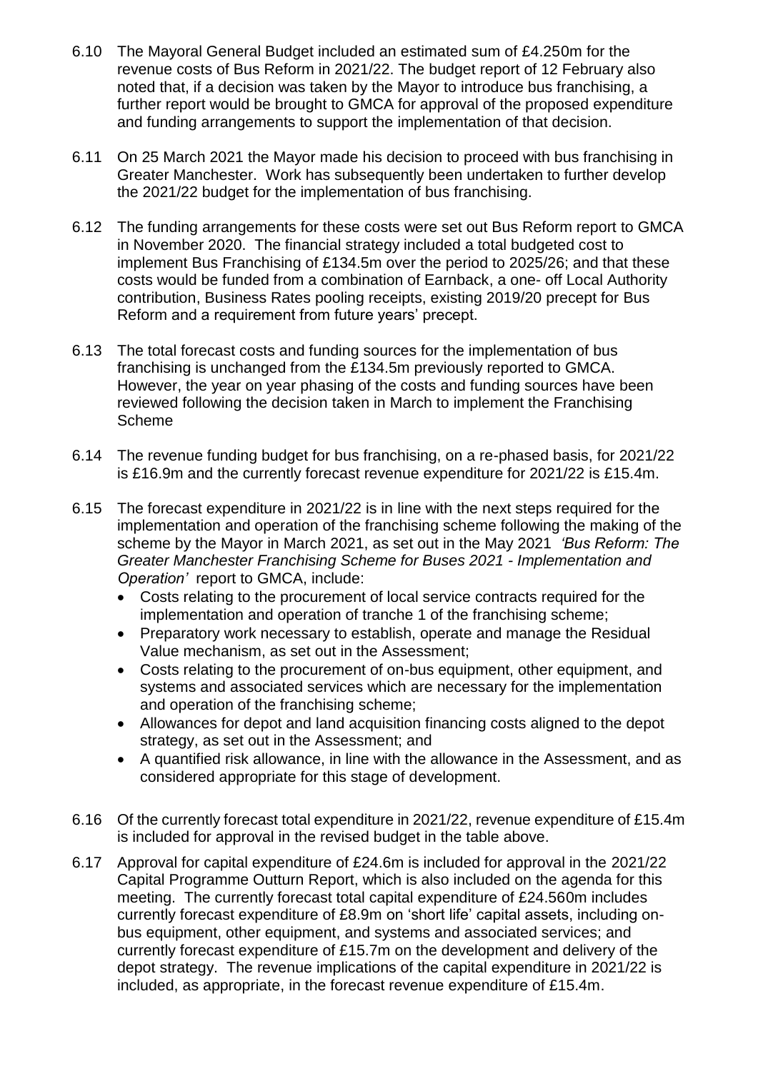6.10 The Mayoral General Budget included an estimated sum of £4.250m for the revenue costs of Bus Reform in 2021/22. The budget report of 12 February also noted that, if a decision was taken by the Mayor to introduce bus franchising, a further report would be brought to GMCA for approval of the proposed expenditure and funding arrangements to support the implementation of that decision.

6.11 On 25 March 2021 the Mayor made his decision to proceed with bus franchising in Greater Manchester. Work has subsequently been undertaken to further develop the 2021/22 budget for the implementation of bus franchising.

6.12 The funding arrangements for these costs were set out Bus Reform report to GMCA in November 2020. The financial strategy included a total budgeted cost to implement Bus Franchising of £134.5m over the period to 2025/26; and that these costs would be funded from a combination of Earnback, a one- off Local Authority contribution, Business Rates pooling receipts, existing 2019/20 precept for Bus Reform and a requirement from future years' precept.

6.13 The total forecast costs and funding sources for the implementation of bus franchising is unchanged from the £134.5m previously reported to GMCA. However, the year on year phasing of the costs and funding sources have been reviewed following the decision taken in March to implement the Franchising Scheme

6.14 The revenue funding budget for bus franchising, on a re-phased basis, for 2021/22 is £16.9m and the currently forecast revenue expenditure for 2021/22 is £15.4m.

6.15 The forecast expenditure in 2021/22 is in line with the next steps required for the implementation and operation of the franchising scheme following the making of the scheme by the Mayor in March 2021, as set out in the May 2021 *'Bus Reform: The Greater Manchester Franchising Scheme for Buses 2021 - Implementation and Operation'* report to GMCA, include:

- Costs relating to the procurement of local service contracts required for the implementation and operation of tranche 1 of the franchising scheme;
- Preparatory work necessary to establish, operate and manage the Residual Value mechanism, as set out in the Assessment;
- Costs relating to the procurement of on-bus equipment, other equipment, and systems and associated services which are necessary for the implementation and operation of the franchising scheme;
- Allowances for depot and land acquisition financing costs aligned to the depot strategy, as set out in the Assessment; and
- A quantified risk allowance, in line with the allowance in the Assessment, and as considered appropriate for this stage of development.

6.16 Of the currently forecast total expenditure in 2021/22, revenue expenditure of £15.4m is included for approval in the revised budget in the table above.

6.17 Approval for capital expenditure of £24.6m is included for approval in the 2021/22 Capital Programme Outturn Report, which is also included on the agenda for this meeting. The currently forecast total capital expenditure of £24.560m includes currently forecast expenditure of £8.9m on 'short life' capital assets, including on-bus equipment, other equipment, and systems and associated services; and currently forecast expenditure of £15.7m on the development and delivery of the depot strategy. The revenue implications of the capital expenditure in 2021/22 is included, as appropriate, in the forecast revenue expenditure of £15.4m.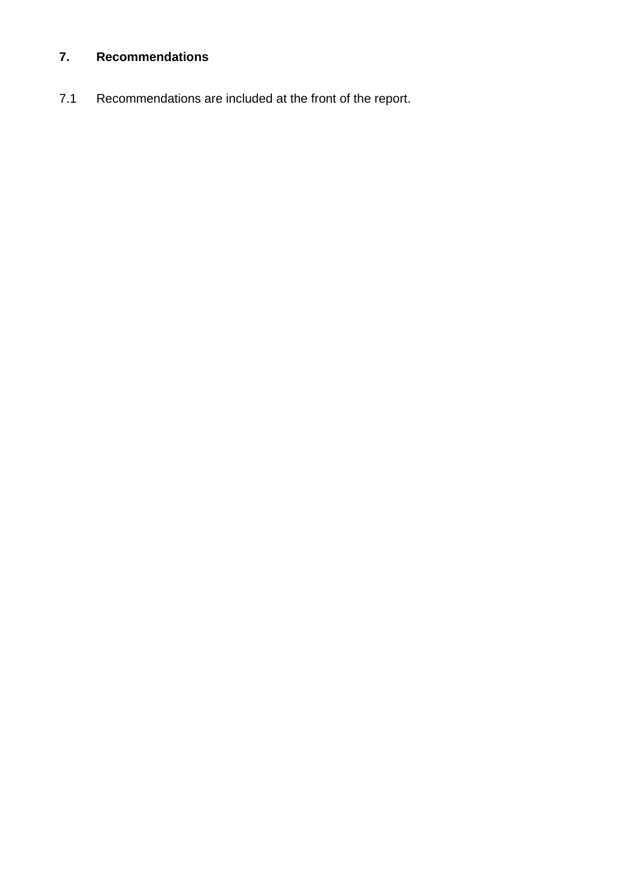## 7. Recommendations

7.1 Recommendations are included at the front of the report.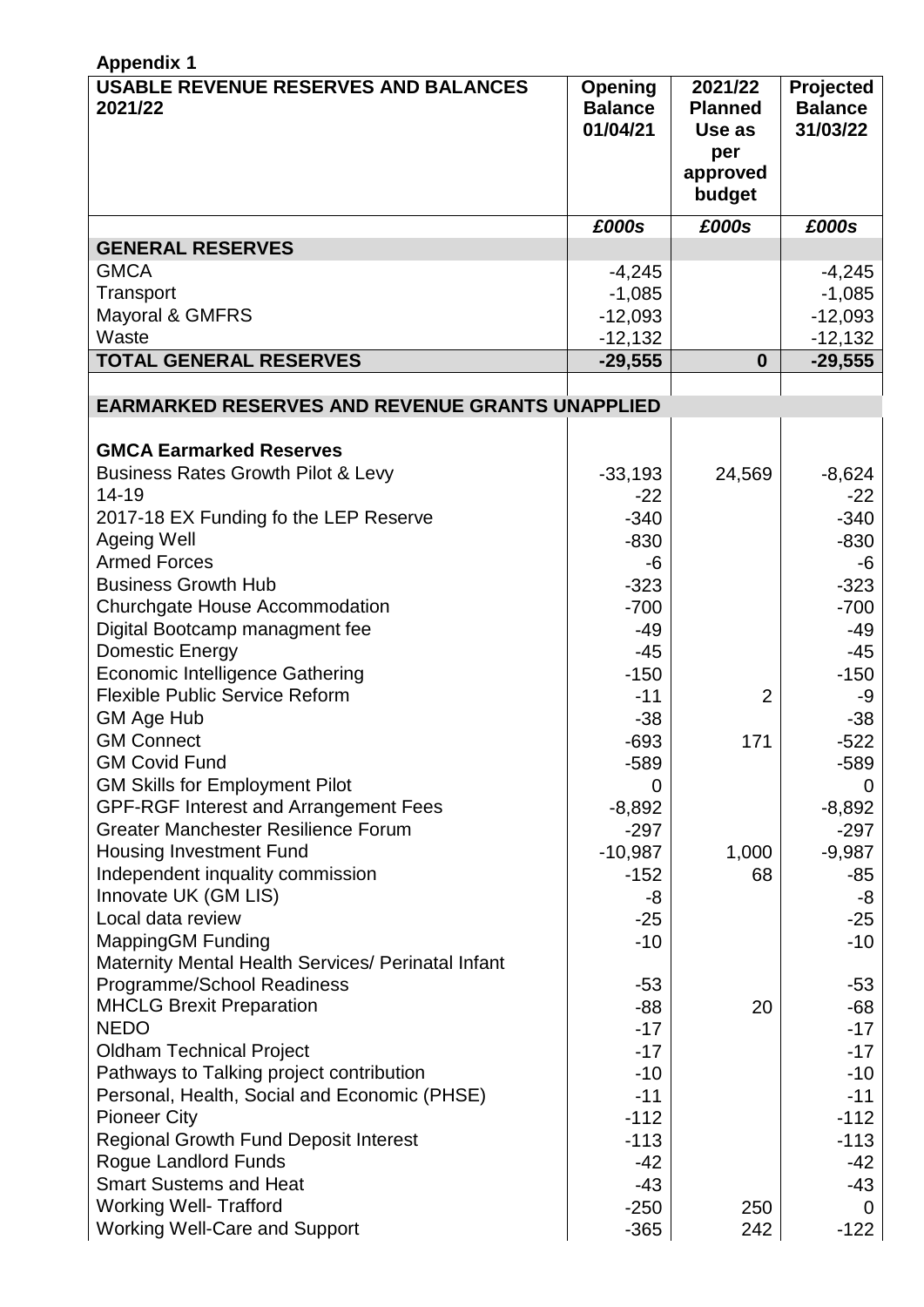**Appendix 1**

| USABLE REVENUE RESERVES AND BALANCES 2021/22 | Opening Balance 01/04/21 | 2021/22 Planned Use as per approved budget | Projected Balance 31/03/22 |
|---|---|---|---|
| | *£000s* | *£000s* | *£000s* |
| **GENERAL RESERVES** | | | |
| GMCA | -4,245 | | -4,245 |
| Transport | -1,085 | | -1,085 |
| Mayoral & GMFRS | -12,093 | | -12,093 |
| Waste | -12,132 | | -12,132 |
| **TOTAL GENERAL RESERVES** | **-29,555** | **0** | **-29,555** |
| | | | |
| **EARMARKED RESERVES AND REVENUE GRANTS UNAPPLIED** | | | |
| | | | |
| **GMCA Earmarked Reserves** | | | |
| Business Rates Growth Pilot & Levy | -33,193 | 24,569 | -8,624 |
| 14-19 | -22 | | -22 |
| 2017-18 EX Funding fo the LEP Reserve | -340 | | -340 |
| Ageing Well | -830 | | -830 |
| Armed Forces | -6 | | -6 |
| Business Growth Hub | -323 | | -323 |
| Churchgate House Accommodation | -700 | | -700 |
| Digital Bootcamp managment fee | -49 | | -49 |
| Domestic Energy | -45 | | -45 |
| Economic Intelligence Gathering | -150 | | -150 |
| Flexible Public Service Reform | -11 | 2 | -9 |
| GM Age Hub | -38 | | -38 |
| GM Connect | -693 | 171 | -522 |
| GM Covid Fund | -589 | | -589 |
| GM Skills for Employment Pilot | 0 | | 0 |
| GPF-RGF Interest and Arrangement Fees | -8,892 | | -8,892 |
| Greater Manchester Resilience Forum | -297 | | -297 |
| Housing Investment Fund | -10,987 | 1,000 | -9,987 |
| Independent inquality commission | -152 | 68 | -85 |
| Innovate UK (GM LIS) | -8 | | -8 |
| Local data review | -25 | | -25 |
| MappingGM Funding | -10 | | -10 |
| Maternity Mental Health Services/ Perinatal Infant Programme/School Readiness | -53 | | -53 |
| MHCLG Brexit Preparation | -88 | 20 | -68 |
| NEDO | -17 | | -17 |
| Oldham Technical Project | -17 | | -17 |
| Pathways to Talking project contribution | -10 | | -10 |
| Personal, Health, Social and Economic (PHSE) | -11 | | -11 |
| Pioneer City | -112 | | -112 |
| Regional Growth Fund Deposit Interest | -113 | | -113 |
| Rogue Landlord Funds | -42 | | -42 |
| Smart Sustems and Heat | -43 | | -43 |
| Working Well- Trafford | -250 | 250 | 0 |
| Working Well-Care and Support | -365 | 242 | -122 |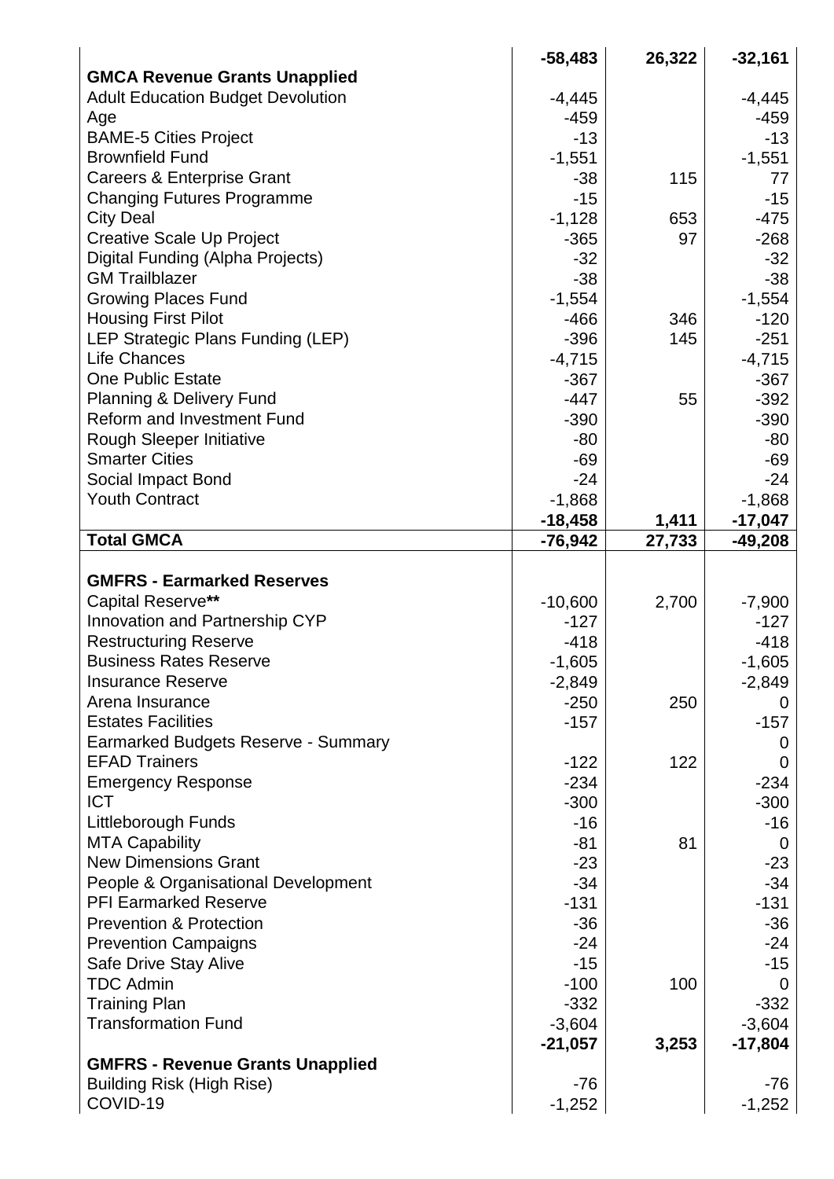| | | | |
|---|---|---|---|
| | **-58,483** | **26,322** | **-32,161** |
| **GMCA Revenue Grants Unapplied** | | | |
| Adult Education Budget Devolution | -4,445 | | -4,445 |
| Age | -459 | | -459 |
| BAME-5 Cities Project | -13 | | -13 |
| Brownfield Fund | -1,551 | | -1,551 |
| Careers & Enterprise Grant | -38 | 115 | 77 |
| Changing Futures Programme | -15 | | -15 |
| City Deal | -1,128 | 653 | -475 |
| Creative Scale Up Project | -365 | 97 | -268 |
| Digital Funding (Alpha Projects) | -32 | | -32 |
| GM Trailblazer | -38 | | -38 |
| Growing Places Fund | -1,554 | | -1,554 |
| Housing First Pilot | -466 | 346 | -120 |
| LEP Strategic Plans Funding (LEP) | -396 | 145 | -251 |
| Life Chances | -4,715 | | -4,715 |
| One Public Estate | -367 | | -367 |
| Planning & Delivery Fund | -447 | 55 | -392 |
| Reform and Investment Fund | -390 | | -390 |
| Rough Sleeper Initiative | -80 | | -80 |
| Smarter Cities | -69 | | -69 |
| Social Impact Bond | -24 | | -24 |
| Youth Contract | -1,868 | | -1,868 |
| | **-18,458** | **1,411** | **-17,047** |
| **Total GMCA** | **-76,942** | **27,733** | **-49,208** |
| | | | |
| **GMFRS - Earmarked Reserves** | | | |
| Capital Reserve** | -10,600 | 2,700 | -7,900 |
| Innovation and Partnership CYP | -127 | | -127 |
| Restructuring Reserve | -418 | | -418 |
| Business Rates Reserve | -1,605 | | -1,605 |
| Insurance Reserve | -2,849 | | -2,849 |
| Arena Insurance | -250 | 250 | 0 |
| Estates Facilities | -157 | | -157 |
| Earmarked Budgets Reserve - Summary | | | 0 |
| EFAD Trainers | -122 | 122 | 0 |
| Emergency Response | -234 | | -234 |
| ICT | -300 | | -300 |
| Littleborough Funds | -16 | | -16 |
| MTA Capability | -81 | 81 | 0 |
| New Dimensions Grant | -23 | | -23 |
| People & Organisational Development | -34 | | -34 |
| PFI Earmarked Reserve | -131 | | -131 |
| Prevention & Protection | -36 | | -36 |
| Prevention Campaigns | -24 | | -24 |
| Safe Drive Stay Alive | -15 | | -15 |
| TDC Admin | -100 | 100 | 0 |
| Training Plan | -332 | | -332 |
| Transformation Fund | -3,604 | | -3,604 |
| | **-21,057** | **3,253** | **-17,804** |
| **GMFRS - Revenue Grants Unapplied** | | | |
| Building Risk (High Rise) | -76 | | -76 |
| COVID-19 | -1,252 | | -1,252 |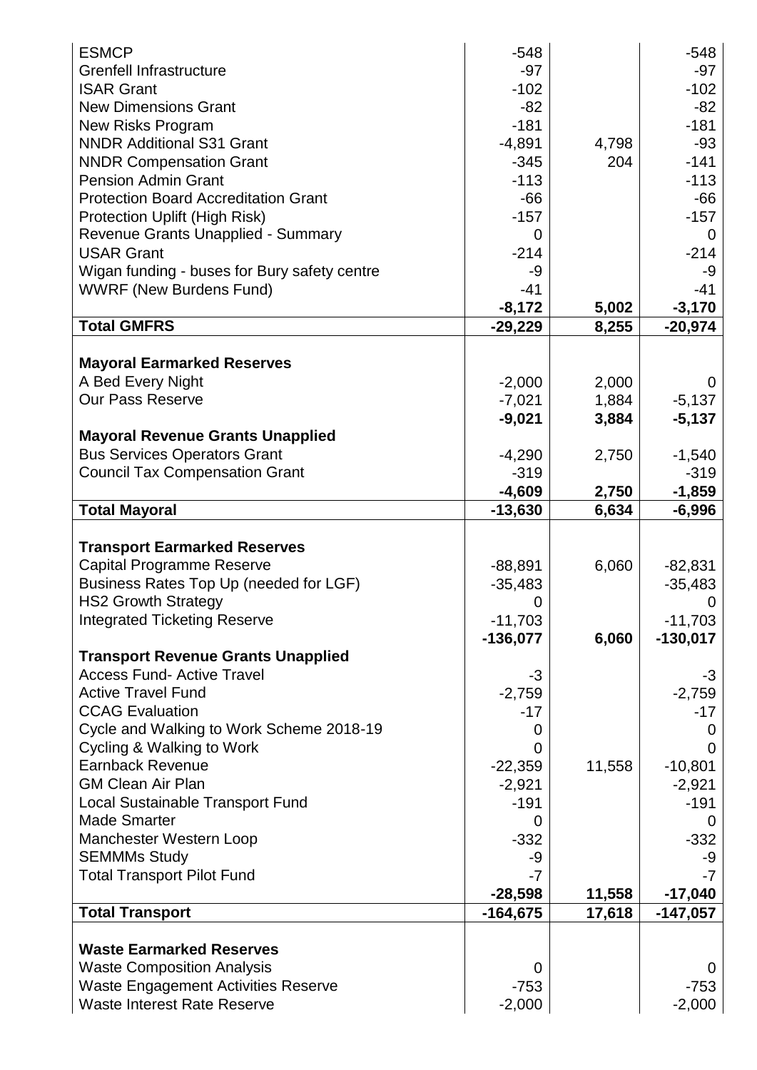| | | | |
|---|---|---|---|
| ESMCP | -548 | | -548 |
| Grenfell Infrastructure | -97 | | -97 |
| ISAR Grant | -102 | | -102 |
| New Dimensions Grant | -82 | | -82 |
| New Risks Program | -181 | | -181 |
| NNDR Additional S31 Grant | -4,891 | 4,798 | -93 |
| NNDR Compensation Grant | -345 | 204 | -141 |
| Pension Admin Grant | -113 | | -113 |
| Protection Board Accreditation Grant | -66 | | -66 |
| Protection Uplift (High Risk) | -157 | | -157 |
| Revenue Grants Unapplied - Summary | 0 | | 0 |
| USAR Grant | -214 | | -214 |
| Wigan funding - buses for Bury safety centre | -9 | | -9 |
| WWRF (New Burdens Fund) | -41 | | -41 |
| | **-8,172** | **5,002** | **-3,170** |
| **Total GMFRS** | **-29,229** | **8,255** | **-20,974** |
| | | | |
| **Mayoral Earmarked Reserves** | | | |
| A Bed Every Night | -2,000 | 2,000 | 0 |
| Our Pass Reserve | -7,021 | 1,884 | -5,137 |
| | **-9,021** | **3,884** | **-5,137** |
| **Mayoral Revenue Grants Unapplied** | | | |
| Bus Services Operators Grant | -4,290 | 2,750 | -1,540 |
| Council Tax Compensation Grant | -319 | | -319 |
| | **-4,609** | **2,750** | **-1,859** |
| **Total Mayoral** | **-13,630** | **6,634** | **-6,996** |
| | | | |
| **Transport Earmarked Reserves** | | | |
| Capital Programme Reserve | -88,891 | 6,060 | -82,831 |
| Business Rates Top Up (needed for LGF) | -35,483 | | -35,483 |
| HS2 Growth Strategy | 0 | | 0 |
| Integrated Ticketing Reserve | -11,703 | | -11,703 |
| | **-136,077** | **6,060** | **-130,017** |
| **Transport Revenue Grants Unapplied** | | | |
| Access Fund- Active Travel | -3 | | -3 |
| Active Travel Fund | -2,759 | | -2,759 |
| CCAG Evaluation | -17 | | -17 |
| Cycle and Walking to Work Scheme 2018-19 | 0 | | 0 |
| Cycling & Walking to Work | 0 | | 0 |
| Earnback Revenue | -22,359 | 11,558 | -10,801 |
| GM Clean Air Plan | -2,921 | | -2,921 |
| Local Sustainable Transport Fund | -191 | | -191 |
| Made Smarter | 0 | | 0 |
| Manchester Western Loop | -332 | | -332 |
| SEMMMs Study | -9 | | -9 |
| Total Transport Pilot Fund | -7 | | -7 |
| | **-28,598** | **11,558** | **-17,040** |
| **Total Transport** | **-164,675** | **17,618** | **-147,057** |
| | | | |
| **Waste Earmarked Reserves** | | | |
| Waste Composition Analysis | 0 | | 0 |
| Waste Engagement Activities Reserve | -753 | | -753 |
| Waste Interest Rate Reserve | -2,000 | | -2,000 |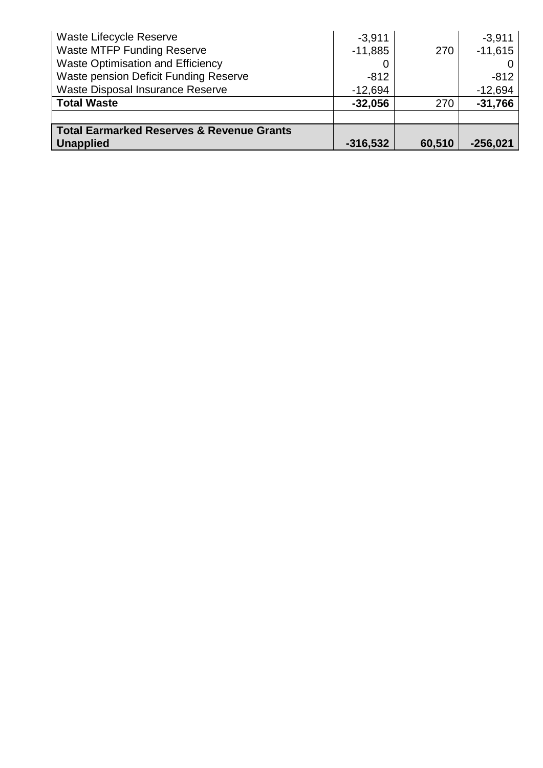| | | | |
|---|---|---|---|
| Waste Lifecycle Reserve | -3,911 | | -3,911 |
| Waste MTFP Funding Reserve | -11,885 | 270 | -11,615 |
| Waste Optimisation and Efficiency | 0 | | 0 |
| Waste pension Deficit Funding Reserve | -812 | | -812 |
| Waste Disposal Insurance Reserve | -12,694 | | -12,694 |
| **Total Waste** | **-32,056** | 270 | **-31,766** |
| | | | |
| **Total Earmarked Reserves & Revenue Grants Unapplied** | **-316,532** | **60,510** | **-256,021** |